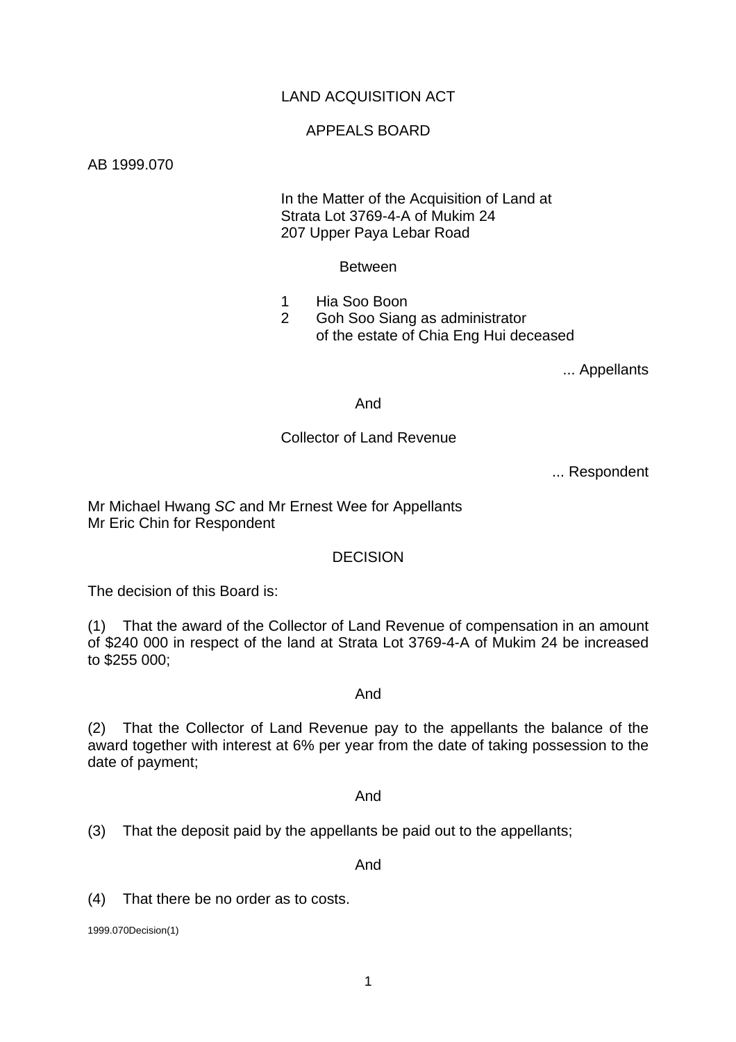LAND ACQUISITION ACT

APPEALS BOARD

AB 1999.070

In the Matter of the Acquisition of Land at
Strata Lot 3769-4-A of Mukim 24
207 Upper Paya Lebar Road

Between

1 Hia Soo Boon
2 Goh Soo Siang as administrator
of the estate of Chia Eng Hui deceased

... Appellants

And

Collector of Land Revenue

... Respondent

Mr Michael Hwang *SC* and Mr Ernest Wee for Appellants
Mr Eric Chin for Respondent

DECISION

The decision of this Board is:

(1) That the award of the Collector of Land Revenue of compensation in an amount of $240 000 in respect of the land at Strata Lot 3769-4-A of Mukim 24 be increased to $255 000;

And

(2) That the Collector of Land Revenue pay to the appellants the balance of the award together with interest at 6% per year from the date of taking possession to the date of payment;

And

(3) That the deposit paid by the appellants be paid out to the appellants;

And

(4) That there be no order as to costs.

1999.070Decision(1)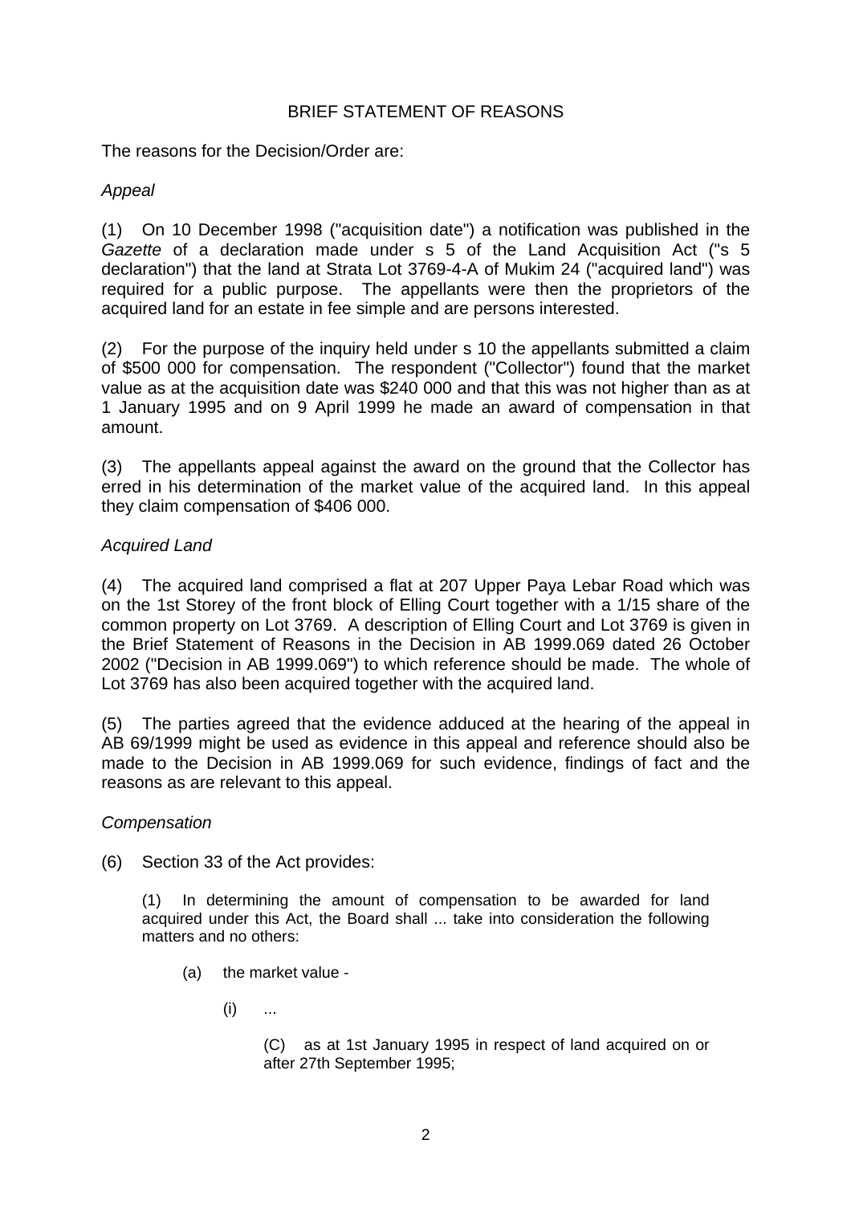BRIEF STATEMENT OF REASONS

The reasons for the Decision/Order are:

*Appeal*

(1) On 10 December 1998 ("acquisition date") a notification was published in the *Gazette* of a declaration made under s 5 of the Land Acquisition Act ("s 5 declaration") that the land at Strata Lot 3769-4-A of Mukim 24 ("acquired land") was required for a public purpose. The appellants were then the proprietors of the acquired land for an estate in fee simple and are persons interested.

(2) For the purpose of the inquiry held under s 10 the appellants submitted a claim of $500 000 for compensation. The respondent ("Collector") found that the market value as at the acquisition date was $240 000 and that this was not higher than as at 1 January 1995 and on 9 April 1999 he made an award of compensation in that amount.

(3) The appellants appeal against the award on the ground that the Collector has erred in his determination of the market value of the acquired land. In this appeal they claim compensation of $406 000.

*Acquired Land*

(4) The acquired land comprised a flat at 207 Upper Paya Lebar Road which was on the 1st Storey of the front block of Elling Court together with a 1/15 share of the common property on Lot 3769. A description of Elling Court and Lot 3769 is given in the Brief Statement of Reasons in the Decision in AB 1999.069 dated 26 October 2002 ("Decision in AB 1999.069") to which reference should be made. The whole of Lot 3769 has also been acquired together with the acquired land.

(5) The parties agreed that the evidence adduced at the hearing of the appeal in AB 69/1999 might be used as evidence in this appeal and reference should also be made to the Decision in AB 1999.069 for such evidence, findings of fact and the reasons as are relevant to this appeal.

*Compensation*

(6) Section 33 of the Act provides:

> (1) In determining the amount of compensation to be awarded for land acquired under this Act, the Board shall ... take into consideration the following matters and no others:
>
> (a) the market value -
>
> (i) ...
>
> (C) as at 1st January 1995 in respect of land acquired on or after 27th September 1995;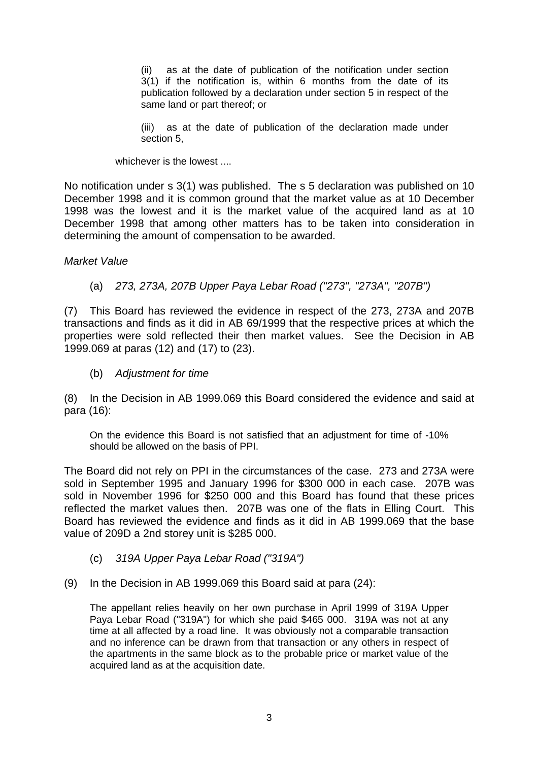> (ii) as at the date of publication of the notification under section 3(1) if the notification is, within 6 months from the date of its publication followed by a declaration under section 5 in respect of the same land or part thereof; or
>
> (iii) as at the date of publication of the declaration made under section 5,
>
> whichever is the lowest ....

No notification under s 3(1) was published. The s 5 declaration was published on 10 December 1998 and it is common ground that the market value as at 10 December 1998 was the lowest and it is the market value of the acquired land as at 10 December 1998 that among other matters has to be taken into consideration in determining the amount of compensation to be awarded.

*Market Value*

(a) *273, 273A, 207B Upper Paya Lebar Road ("273", "273A", "207B")*

(7) This Board has reviewed the evidence in respect of the 273, 273A and 207B transactions and finds as it did in AB 69/1999 that the respective prices at which the properties were sold reflected their then market values. See the Decision in AB 1999.069 at paras (12) and (17) to (23).

(b) *Adjustment for time*

(8) In the Decision in AB 1999.069 this Board considered the evidence and said at para (16):

> On the evidence this Board is not satisfied that an adjustment for time of -10% should be allowed on the basis of PPI.

The Board did not rely on PPI in the circumstances of the case. 273 and 273A were sold in September 1995 and January 1996 for $300 000 in each case. 207B was sold in November 1996 for $250 000 and this Board has found that these prices reflected the market values then. 207B was one of the flats in Elling Court. This Board has reviewed the evidence and finds as it did in AB 1999.069 that the base value of 209D a 2nd storey unit is $285 000.

(c) *319A Upper Paya Lebar Road ("319A")*

(9) In the Decision in AB 1999.069 this Board said at para (24):

> The appellant relies heavily on her own purchase in April 1999 of 319A Upper Paya Lebar Road ("319A") for which she paid $465 000. 319A was not at any time at all affected by a road line. It was obviously not a comparable transaction and no inference can be drawn from that transaction or any others in respect of the apartments in the same block as to the probable price or market value of the acquired land as at the acquisition date.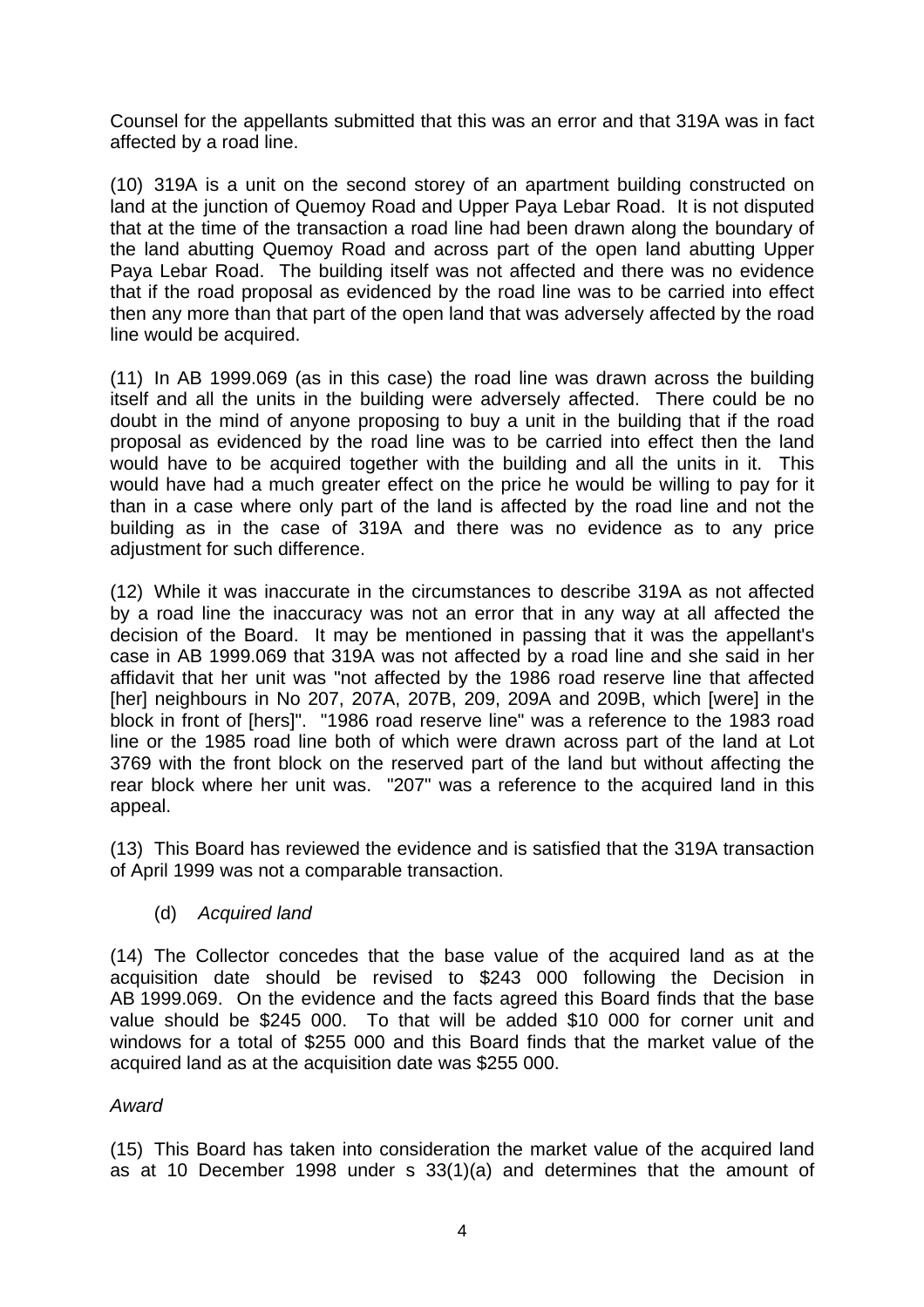Counsel for the appellants submitted that this was an error and that 319A was in fact affected by a road line.

(10) 319A is a unit on the second storey of an apartment building constructed on land at the junction of Quemoy Road and Upper Paya Lebar Road. It is not disputed that at the time of the transaction a road line had been drawn along the boundary of the land abutting Quemoy Road and across part of the open land abutting Upper Paya Lebar Road. The building itself was not affected and there was no evidence that if the road proposal as evidenced by the road line was to be carried into effect then any more than that part of the open land that was adversely affected by the road line would be acquired.

(11) In AB 1999.069 (as in this case) the road line was drawn across the building itself and all the units in the building were adversely affected. There could be no doubt in the mind of anyone proposing to buy a unit in the building that if the road proposal as evidenced by the road line was to be carried into effect then the land would have to be acquired together with the building and all the units in it. This would have had a much greater effect on the price he would be willing to pay for it than in a case where only part of the land is affected by the road line and not the building as in the case of 319A and there was no evidence as to any price adjustment for such difference.

(12) While it was inaccurate in the circumstances to describe 319A as not affected by a road line the inaccuracy was not an error that in any way at all affected the decision of the Board. It may be mentioned in passing that it was the appellant's case in AB 1999.069 that 319A was not affected by a road line and she said in her affidavit that her unit was "not affected by the 1986 road reserve line that affected [her] neighbours in No 207, 207A, 207B, 209, 209A and 209B, which [were] in the block in front of [hers]". "1986 road reserve line" was a reference to the 1983 road line or the 1985 road line both of which were drawn across part of the land at Lot 3769 with the front block on the reserved part of the land but without affecting the rear block where her unit was. "207" was a reference to the acquired land in this appeal.

(13) This Board has reviewed the evidence and is satisfied that the 319A transaction of April 1999 was not a comparable transaction.

(d) *Acquired land*

(14) The Collector concedes that the base value of the acquired land as at the acquisition date should be revised to $243 000 following the Decision in AB 1999.069. On the evidence and the facts agreed this Board finds that the base value should be $245 000. To that will be added $10 000 for corner unit and windows for a total of $255 000 and this Board finds that the market value of the acquired land as at the acquisition date was $255 000.

*Award*

(15) This Board has taken into consideration the market value of the acquired land as at 10 December 1998 under s 33(1)(a) and determines that the amount of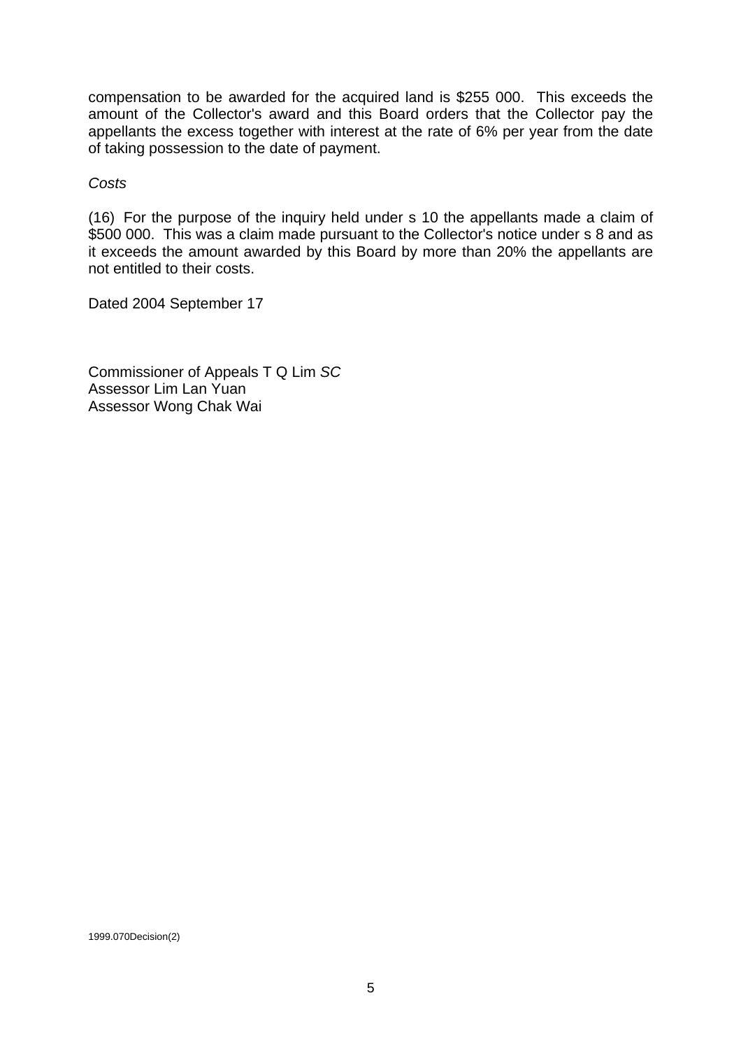compensation to be awarded for the acquired land is $255 000. This exceeds the amount of the Collector's award and this Board orders that the Collector pay the appellants the excess together with interest at the rate of 6% per year from the date of taking possession to the date of payment.

*Costs*

(16) For the purpose of the inquiry held under s 10 the appellants made a claim of $500 000. This was a claim made pursuant to the Collector's notice under s 8 and as it exceeds the amount awarded by this Board by more than 20% the appellants are not entitled to their costs.

Dated 2004 September 17

Commissioner of Appeals T Q Lim *SC*
Assessor Lim Lan Yuan
Assessor Wong Chak Wai

1999.070Decision(2)